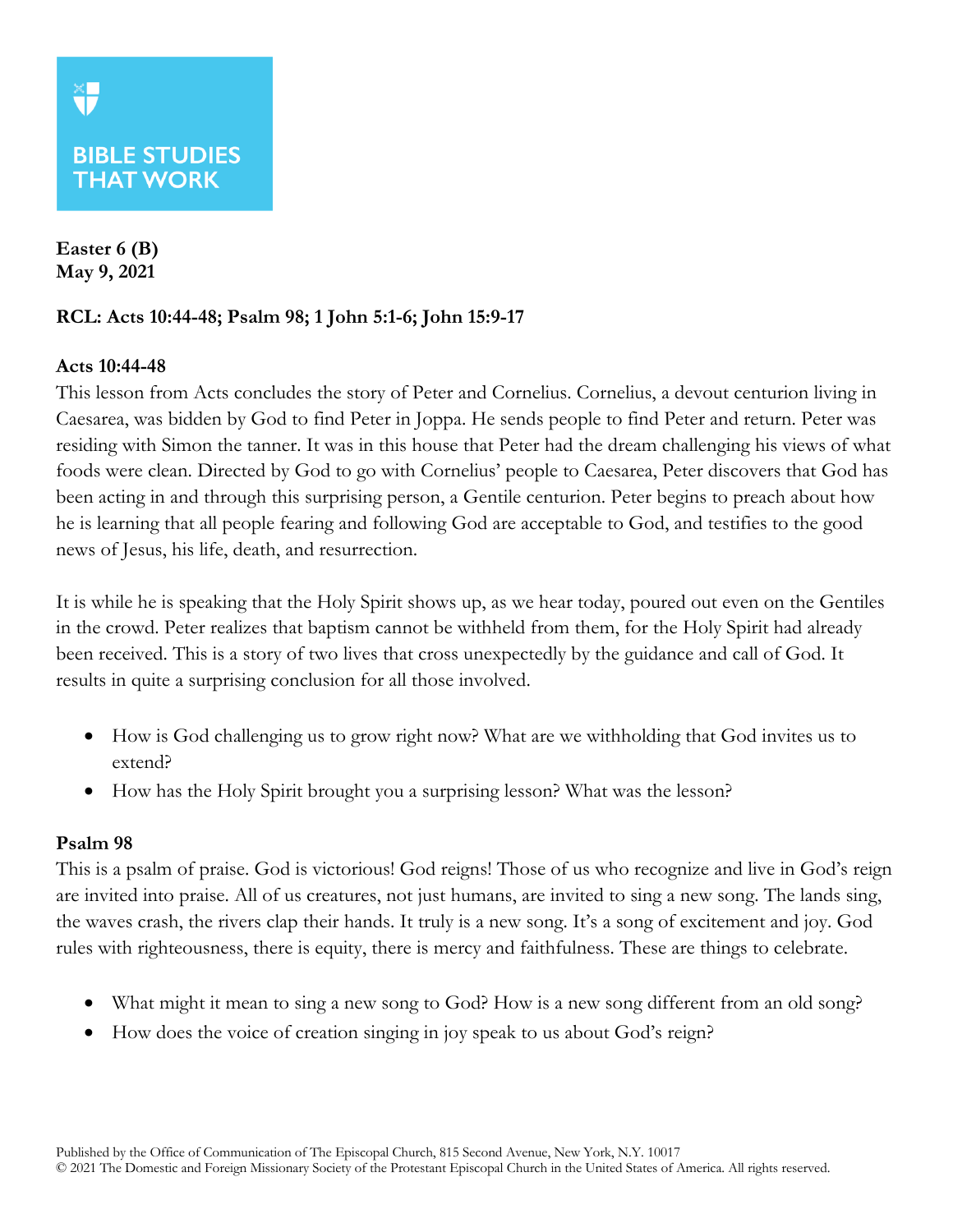BIBLE STUDIES THAT WORK

**Easter 6 (B)**
**May 9, 2021**

**RCL: Acts 10:44-48; Psalm 98; 1 John 5:1-6; John 15:9-17**

**Acts 10:44-48**

This lesson from Acts concludes the story of Peter and Cornelius. Cornelius, a devout centurion living in Caesarea, was bidden by God to find Peter in Joppa. He sends people to find Peter and return. Peter was residing with Simon the tanner. It was in this house that Peter had the dream challenging his views of what foods were clean. Directed by God to go with Cornelius' people to Caesarea, Peter discovers that God has been acting in and through this surprising person, a Gentile centurion. Peter begins to preach about how he is learning that all people fearing and following God are acceptable to God, and testifies to the good news of Jesus, his life, death, and resurrection.

It is while he is speaking that the Holy Spirit shows up, as we hear today, poured out even on the Gentiles in the crowd. Peter realizes that baptism cannot be withheld from them, for the Holy Spirit had already been received. This is a story of two lives that cross unexpectedly by the guidance and call of God. It results in quite a surprising conclusion for all those involved.

- How is God challenging us to grow right now? What are we withholding that God invites us to extend?
- How has the Holy Spirit brought you a surprising lesson? What was the lesson?

**Psalm 98**

This is a psalm of praise. God is victorious! God reigns! Those of us who recognize and live in God's reign are invited into praise. All of us creatures, not just humans, are invited to sing a new song. The lands sing, the waves crash, the rivers clap their hands. It truly is a new song. It's a song of excitement and joy. God rules with righteousness, there is equity, there is mercy and faithfulness. These are things to celebrate.

- What might it mean to sing a new song to God? How is a new song different from an old song?
- How does the voice of creation singing in joy speak to us about God's reign?

Published by the Office of Communication of The Episcopal Church, 815 Second Avenue, New York, N.Y. 10017
© 2021 The Domestic and Foreign Missionary Society of the Protestant Episcopal Church in the United States of America. All rights reserved.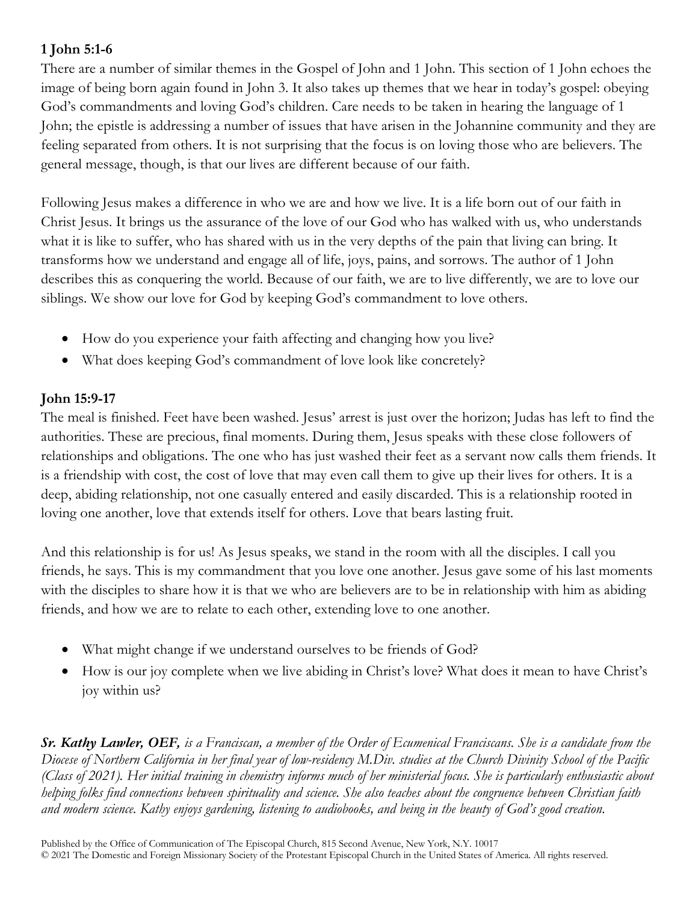**1 John 5:1-6**

There are a number of similar themes in the Gospel of John and 1 John. This section of 1 John echoes the image of being born again found in John 3. It also takes up themes that we hear in today's gospel: obeying God's commandments and loving God's children. Care needs to be taken in hearing the language of 1 John; the epistle is addressing a number of issues that have arisen in the Johannine community and they are feeling separated from others. It is not surprising that the focus is on loving those who are believers. The general message, though, is that our lives are different because of our faith.

Following Jesus makes a difference in who we are and how we live. It is a life born out of our faith in Christ Jesus. It brings us the assurance of the love of our God who has walked with us, who understands what it is like to suffer, who has shared with us in the very depths of the pain that living can bring. It transforms how we understand and engage all of life, joys, pains, and sorrows. The author of 1 John describes this as conquering the world. Because of our faith, we are to live differently, we are to love our siblings. We show our love for God by keeping God's commandment to love others.

- How do you experience your faith affecting and changing how you live?
- What does keeping God's commandment of love look like concretely?

**John 15:9-17**

The meal is finished. Feet have been washed. Jesus' arrest is just over the horizon; Judas has left to find the authorities. These are precious, final moments. During them, Jesus speaks with these close followers of relationships and obligations. The one who has just washed their feet as a servant now calls them friends. It is a friendship with cost, the cost of love that may even call them to give up their lives for others. It is a deep, abiding relationship, not one casually entered and easily discarded. This is a relationship rooted in loving one another, love that extends itself for others. Love that bears lasting fruit.

And this relationship is for us! As Jesus speaks, we stand in the room with all the disciples. I call you friends, he says. This is my commandment that you love one another. Jesus gave some of his last moments with the disciples to share how it is that we who are believers are to be in relationship with him as abiding friends, and how we are to relate to each other, extending love to one another.

- What might change if we understand ourselves to be friends of God?
- How is our joy complete when we live abiding in Christ's love? What does it mean to have Christ's joy within us?

***Sr. Kathy Lawler, OEF,*** *is a Franciscan, a member of the Order of Ecumenical Franciscans. She is a candidate from the Diocese of Northern California in her final year of low-residency M.Div. studies at the Church Divinity School of the Pacific (Class of 2021). Her initial training in chemistry informs much of her ministerial focus. She is particularly enthusiastic about helping folks find connections between spirituality and science. She also teaches about the congruence between Christian faith and modern science. Kathy enjoys gardening, listening to audiobooks, and being in the beauty of God's good creation.*

Published by the Office of Communication of The Episcopal Church, 815 Second Avenue, New York, N.Y. 10017
© 2021 The Domestic and Foreign Missionary Society of the Protestant Episcopal Church in the United States of America. All rights reserved.